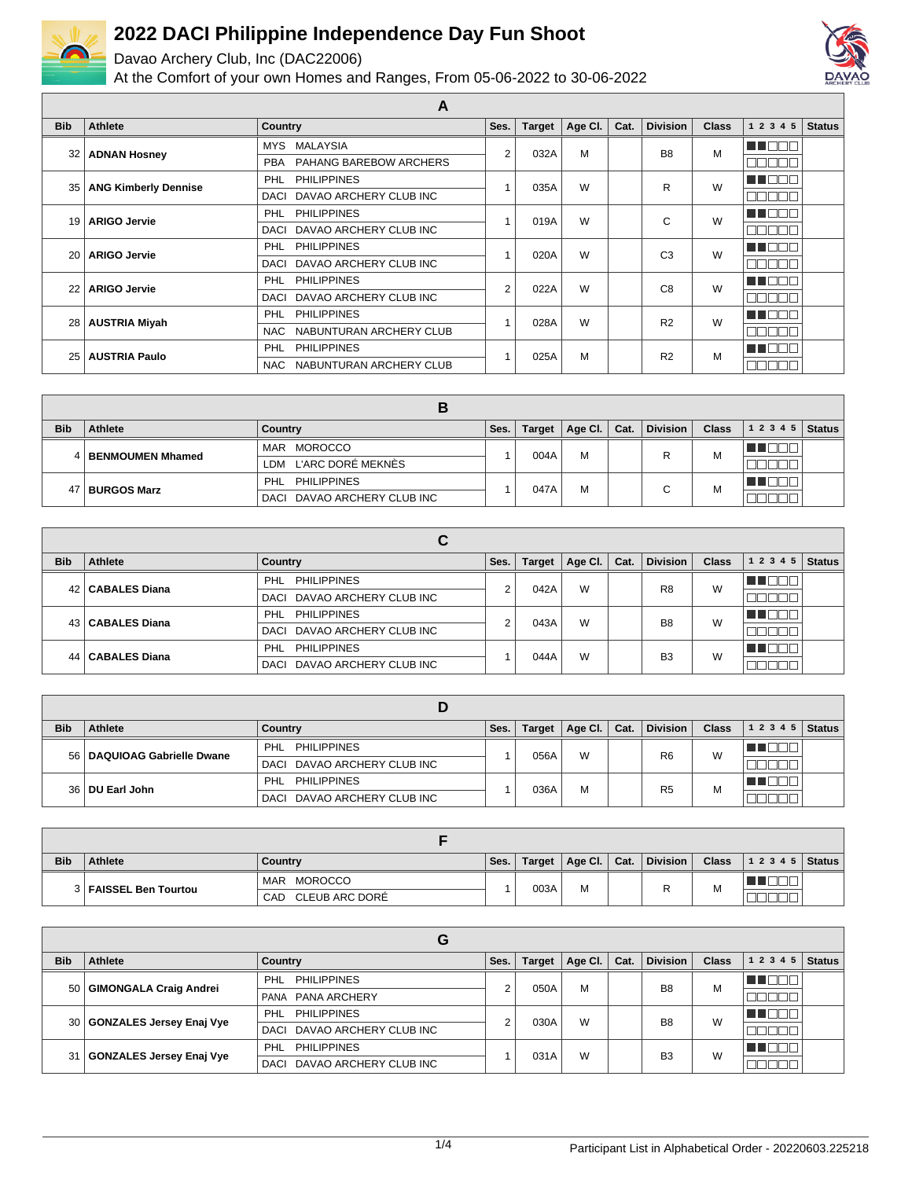# 2022 DACI Philippine Independence Day Fun Shoot

Davao Archery Club, Inc (DAC22006)

At the Comfort of your own Homes and Ranges, From 05-06-2022 to 30-06-2022

## A

| Bib | Athlete | Country | Ses. | Target | Age Cl. | Cat. | Division | Class | 1 2 3 4 5 | Status |
|---|---|---|---|---|---|---|---|---|---|---|
| 32 | **ADNAN Hosney** | MYS MALAYSIA<br>PBA PAHANG BAREBOW ARCHERS | 2 | 032A | M | | B8 | M | | |
| 35 | **ANG Kimberly Dennise** | PHL PHILIPPINES<br>DACI DAVAO ARCHERY CLUB INC | 1 | 035A | W | | R | W | | |
| 19 | **ARIGO Jervie** | PHL PHILIPPINES<br>DACI DAVAO ARCHERY CLUB INC | 1 | 019A | W | | C | W | | |
| 20 | **ARIGO Jervie** | PHL PHILIPPINES<br>DACI DAVAO ARCHERY CLUB INC | 1 | 020A | W | | C3 | W | | |
| 22 | **ARIGO Jervie** | PHL PHILIPPINES<br>DACI DAVAO ARCHERY CLUB INC | 2 | 022A | W | | C8 | W | | |
| 28 | **AUSTRIA Miyah** | PHL PHILIPPINES<br>NAC NABUNTURAN ARCHERY CLUB | 1 | 028A | W | | R2 | W | | |
| 25 | **AUSTRIA Paulo** | PHL PHILIPPINES<br>NAC NABUNTURAN ARCHERY CLUB | 1 | 025A | M | | R2 | M | | |

## B

| Bib | Athlete | Country | Ses. | Target | Age Cl. | Cat. | Division | Class | 1 2 3 4 5 | Status |
|---|---|---|---|---|---|---|---|---|---|---|
| 4 | **BENMOUMEN Mhamed** | MAR MOROCCO<br>LDM L'ARC DORÉ MEKNÈS | 1 | 004A | M | | R | M | | |
| 47 | **BURGOS Marz** | PHL PHILIPPINES<br>DACI DAVAO ARCHERY CLUB INC | 1 | 047A | M | | C | M | | |

## C

| Bib | Athlete | Country | Ses. | Target | Age Cl. | Cat. | Division | Class | 1 2 3 4 5 | Status |
|---|---|---|---|---|---|---|---|---|---|---|
| 42 | **CABALES Diana** | PHL PHILIPPINES<br>DACI DAVAO ARCHERY CLUB INC | 2 | 042A | W | | R8 | W | | |
| 43 | **CABALES Diana** | PHL PHILIPPINES<br>DACI DAVAO ARCHERY CLUB INC | 2 | 043A | W | | B8 | W | | |
| 44 | **CABALES Diana** | PHL PHILIPPINES<br>DACI DAVAO ARCHERY CLUB INC | 1 | 044A | W | | B3 | W | | |

## D

| Bib | Athlete | Country | Ses. | Target | Age Cl. | Cat. | Division | Class | 1 2 3 4 5 | Status |
|---|---|---|---|---|---|---|---|---|---|---|
| 56 | **DAQUIOAG Gabrielle Dwane** | PHL PHILIPPINES<br>DACI DAVAO ARCHERY CLUB INC | 1 | 056A | W | | R6 | W | | |
| 36 | **DU Earl John** | PHL PHILIPPINES<br>DACI DAVAO ARCHERY CLUB INC | 1 | 036A | M | | R5 | M | | |

## F

| Bib | Athlete | Country | Ses. | Target | Age Cl. | Cat. | Division | Class | 1 2 3 4 5 | Status |
|---|---|---|---|---|---|---|---|---|---|---|
| 3 | **FAISSEL Ben Tourtou** | MAR MOROCCO<br>CAD CLEUB ARC DORÉ | 1 | 003A | M | | R | M | | |

## G

| Bib | Athlete | Country | Ses. | Target | Age Cl. | Cat. | Division | Class | 1 2 3 4 5 | Status |
|---|---|---|---|---|---|---|---|---|---|---|
| 50 | **GIMONGALA Craig Andrei** | PHL PHILIPPINES<br>PANA PANA ARCHERY | 2 | 050A | M | | B8 | M | | |
| 30 | **GONZALES Jersey Enaj Vye** | PHL PHILIPPINES<br>DACI DAVAO ARCHERY CLUB INC | 2 | 030A | W | | B8 | W | | |
| 31 | **GONZALES Jersey Enaj Vye** | PHL PHILIPPINES<br>DACI DAVAO ARCHERY CLUB INC | 1 | 031A | W | | B3 | W | | |

Participant List in Alphabetical Order - 20220603.225218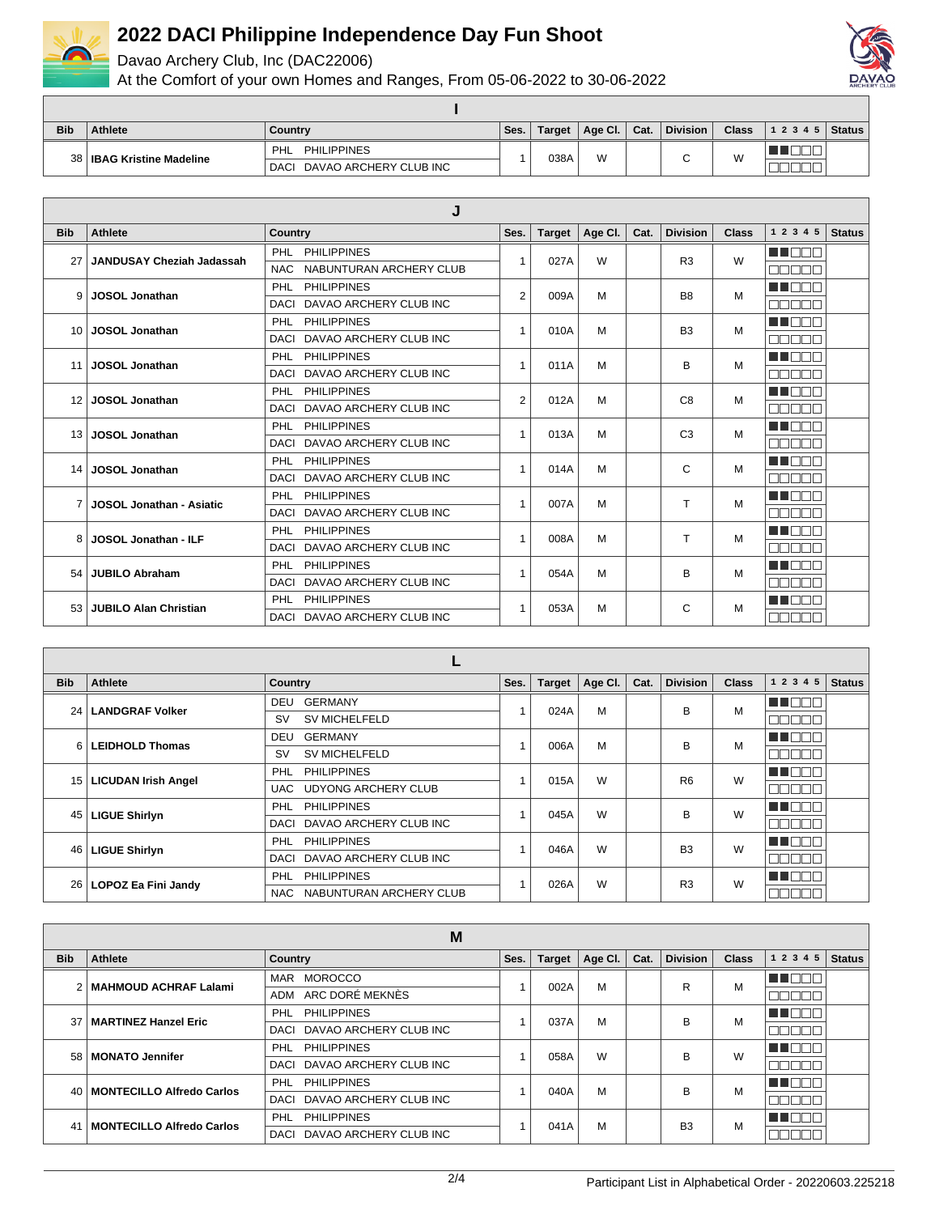# 2022 DACI Philippine Independence Day Fun Shoot

Davao Archery Club, Inc (DAC22006)

At the Comfort of your own Homes and Ranges, From 05-06-2022 to 30-06-2022

## I

| Bib | Athlete | Country | Ses. | Target | Age Cl. | Cat. | Division | Class | 1 2 3 4 5 | Status |
|---|---|---|---|---|---|---|---|---|---|---|
| 38 | IBAG Kristine Madeline | PHL PHILIPPINES / DACI DAVAO ARCHERY CLUB INC | 1 | 038A | W | | C | W | | |

## J

| Bib | Athlete | Country | Ses. | Target | Age Cl. | Cat. | Division | Class | 1 2 3 4 5 | Status |
|---|---|---|---|---|---|---|---|---|---|---|
| 27 | JANDUSAY Cheziah Jadassah | PHL PHILIPPINES / NAC NABUNTURAN ARCHERY CLUB | 1 | 027A | W | | R3 | W | | |
| 9 | JOSOL Jonathan | PHL PHILIPPINES / DACI DAVAO ARCHERY CLUB INC | 2 | 009A | M | | B8 | M | | |
| 10 | JOSOL Jonathan | PHL PHILIPPINES / DACI DAVAO ARCHERY CLUB INC | 1 | 010A | M | | B3 | M | | |
| 11 | JOSOL Jonathan | PHL PHILIPPINES / DACI DAVAO ARCHERY CLUB INC | 1 | 011A | M | | B | M | | |
| 12 | JOSOL Jonathan | PHL PHILIPPINES / DACI DAVAO ARCHERY CLUB INC | 2 | 012A | M | | C8 | M | | |
| 13 | JOSOL Jonathan | PHL PHILIPPINES / DACI DAVAO ARCHERY CLUB INC | 1 | 013A | M | | C3 | M | | |
| 14 | JOSOL Jonathan | PHL PHILIPPINES / DACI DAVAO ARCHERY CLUB INC | 1 | 014A | M | | C | M | | |
| 7 | JOSOL Jonathan - Asiatic | PHL PHILIPPINES / DACI DAVAO ARCHERY CLUB INC | 1 | 007A | M | | T | M | | |
| 8 | JOSOL Jonathan - ILF | PHL PHILIPPINES / DACI DAVAO ARCHERY CLUB INC | 1 | 008A | M | | T | M | | |
| 54 | JUBILO Abraham | PHL PHILIPPINES / DACI DAVAO ARCHERY CLUB INC | 1 | 054A | M | | B | M | | |
| 53 | JUBILO Alan Christian | PHL PHILIPPINES / DACI DAVAO ARCHERY CLUB INC | 1 | 053A | M | | C | M | | |

## L

| Bib | Athlete | Country | Ses. | Target | Age Cl. | Cat. | Division | Class | 1 2 3 4 5 | Status |
|---|---|---|---|---|---|---|---|---|---|---|
| 24 | LANDGRAF Volker | DEU GERMANY / SV SV MICHELFELD | 1 | 024A | M | | B | M | | |
| 6 | LEIDHOLD Thomas | DEU GERMANY / SV SV MICHELFELD | 1 | 006A | M | | B | M | | |
| 15 | LICUDAN Irish Angel | PHL PHILIPPINES / UAC UDYONG ARCHERY CLUB | 1 | 015A | W | | R6 | W | | |
| 45 | LIGUE Shirlyn | PHL PHILIPPINES / DACI DAVAO ARCHERY CLUB INC | 1 | 045A | W | | B | W | | |
| 46 | LIGUE Shirlyn | PHL PHILIPPINES / DACI DAVAO ARCHERY CLUB INC | 1 | 046A | W | | B3 | W | | |
| 26 | LOPOZ Ea Fini Jandy | PHL PHILIPPINES / NAC NABUNTURAN ARCHERY CLUB | 1 | 026A | W | | R3 | W | | |

## M

| Bib | Athlete | Country | Ses. | Target | Age Cl. | Cat. | Division | Class | 1 2 3 4 5 | Status |
|---|---|---|---|---|---|---|---|---|---|---|
| 2 | MAHMOUD ACHRAF Lalami | MAR MOROCCO / ADM ARC DORÉ MEKNÈS | 1 | 002A | M | | R | M | | |
| 37 | MARTINEZ Hanzel Eric | PHL PHILIPPINES / DACI DAVAO ARCHERY CLUB INC | 1 | 037A | M | | B | M | | |
| 58 | MONATO Jennifer | PHL PHILIPPINES / DACI DAVAO ARCHERY CLUB INC | 1 | 058A | W | | B | W | | |
| 40 | MONTECILLO Alfredo Carlos | PHL PHILIPPINES / DACI DAVAO ARCHERY CLUB INC | 1 | 040A | M | | B | M | | |
| 41 | MONTECILLO Alfredo Carlos | PHL PHILIPPINES / DACI DAVAO ARCHERY CLUB INC | 1 | 041A | M | | B3 | M | | |

Participant List in Alphabetical Order - 20220603.225218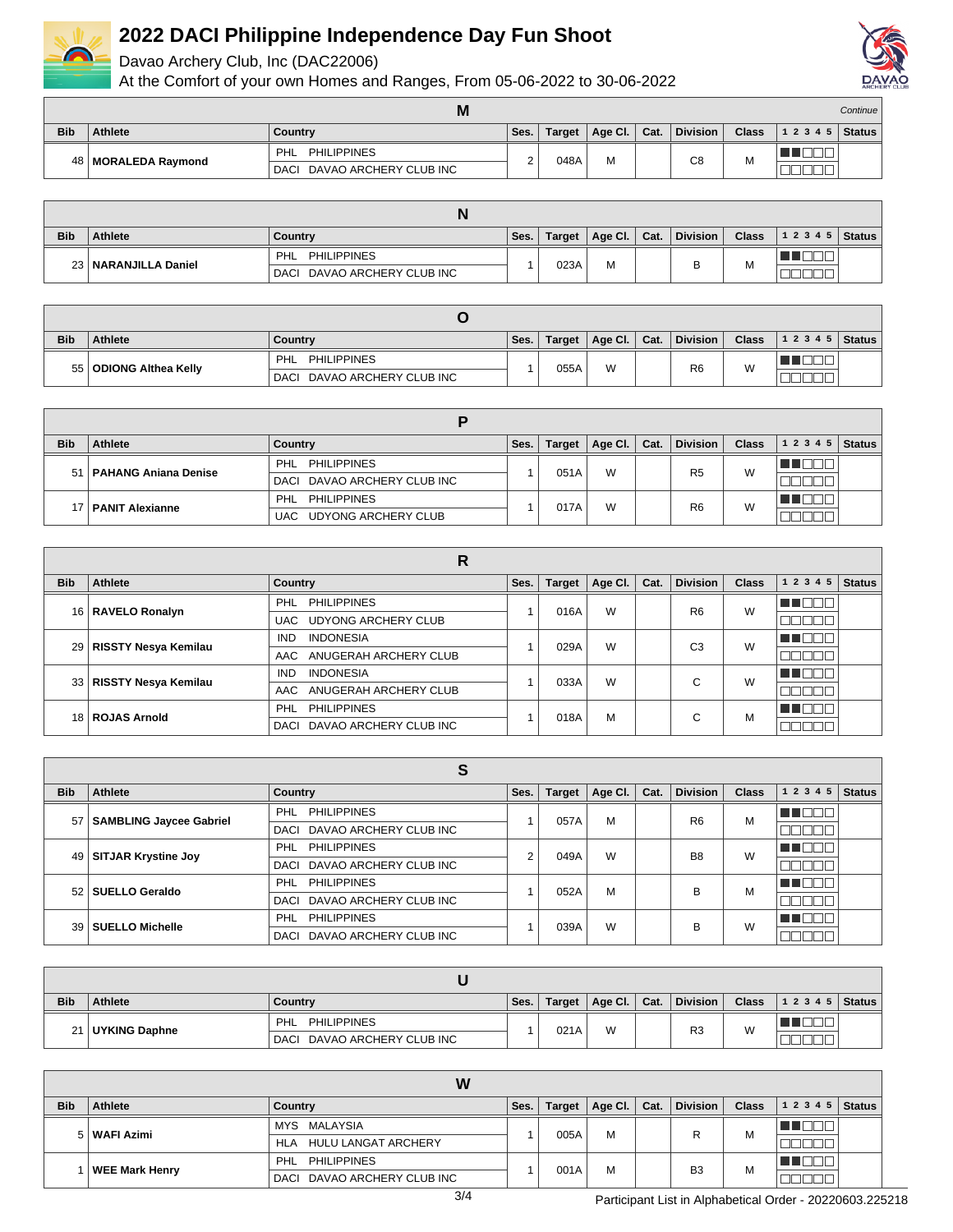# 2022 DACI Philippine Independence Day Fun Shoot

Davao Archery Club, Inc (DAC22006)

At the Comfort of your own Homes and Ranges, From 05-06-2022 to 30-06-2022

## M

*Continue*

| Bib | Athlete | Country | Ses. | Target | Age Cl. | Cat. | Division | Class | 1 2 3 4 5 | Status |
|---|---|---|---|---|---|---|---|---|---|---|
| 48 | MORALEDA Raymond | PHL PHILIPPINES / DACI DAVAO ARCHERY CLUB INC | 2 | 048A | M | | C8 | M | | |

## N

| Bib | Athlete | Country | Ses. | Target | Age Cl. | Cat. | Division | Class | 1 2 3 4 5 | Status |
|---|---|---|---|---|---|---|---|---|---|---|
| 23 | NARANJILLA Daniel | PHL PHILIPPINES / DACI DAVAO ARCHERY CLUB INC | 1 | 023A | M | | B | M | | |

## O

| Bib | Athlete | Country | Ses. | Target | Age Cl. | Cat. | Division | Class | 1 2 3 4 5 | Status |
|---|---|---|---|---|---|---|---|---|---|---|
| 55 | ODIONG Althea Kelly | PHL PHILIPPINES / DACI DAVAO ARCHERY CLUB INC | 1 | 055A | W | | R6 | W | | |

## P

| Bib | Athlete | Country | Ses. | Target | Age Cl. | Cat. | Division | Class | 1 2 3 4 5 | Status |
|---|---|---|---|---|---|---|---|---|---|---|
| 51 | PAHANG Aniana Denise | PHL PHILIPPINES / DACI DAVAO ARCHERY CLUB INC | 1 | 051A | W | | R5 | W | | |
| 17 | PANIT Alexianne | PHL PHILIPPINES / UAC UDYONG ARCHERY CLUB | 1 | 017A | W | | R6 | W | | |

## R

| Bib | Athlete | Country | Ses. | Target | Age Cl. | Cat. | Division | Class | 1 2 3 4 5 | Status |
|---|---|---|---|---|---|---|---|---|---|---|
| 16 | RAVELO Ronalyn | PHL PHILIPPINES / UAC UDYONG ARCHERY CLUB | 1 | 016A | W | | R6 | W | | |
| 29 | RISSTY Nesya Kemilau | IND INDONESIA / AAC ANUGERAH ARCHERY CLUB | 1 | 029A | W | | C3 | W | | |
| 33 | RISSTY Nesya Kemilau | IND INDONESIA / AAC ANUGERAH ARCHERY CLUB | 1 | 033A | W | | C | W | | |
| 18 | ROJAS Arnold | PHL PHILIPPINES / DACI DAVAO ARCHERY CLUB INC | 1 | 018A | M | | C | M | | |

## S

| Bib | Athlete | Country | Ses. | Target | Age Cl. | Cat. | Division | Class | 1 2 3 4 5 | Status |
|---|---|---|---|---|---|---|---|---|---|---|
| 57 | SAMBLING Jaycee Gabriel | PHL PHILIPPINES / DACI DAVAO ARCHERY CLUB INC | 1 | 057A | M | | R6 | M | | |
| 49 | SITJAR Krystine Joy | PHL PHILIPPINES / DACI DAVAO ARCHERY CLUB INC | 2 | 049A | W | | B8 | W | | |
| 52 | SUELLO Geraldo | PHL PHILIPPINES / DACI DAVAO ARCHERY CLUB INC | 1 | 052A | M | | B | M | | |
| 39 | SUELLO Michelle | PHL PHILIPPINES / DACI DAVAO ARCHERY CLUB INC | 1 | 039A | W | | B | W | | |

## U

| Bib | Athlete | Country | Ses. | Target | Age Cl. | Cat. | Division | Class | 1 2 3 4 5 | Status |
|---|---|---|---|---|---|---|---|---|---|---|
| 21 | UYKING Daphne | PHL PHILIPPINES / DACI DAVAO ARCHERY CLUB INC | 1 | 021A | W | | R3 | W | | |

## W

| Bib | Athlete | Country | Ses. | Target | Age Cl. | Cat. | Division | Class | 1 2 3 4 5 | Status |
|---|---|---|---|---|---|---|---|---|---|---|
| 5 | WAFI Azimi | MYS MALAYSIA / HLA HULU LANGAT ARCHERY | 1 | 005A | M | | R | M | | |
| 1 | WEE Mark Henry | PHL PHILIPPINES / DACI DAVAO ARCHERY CLUB INC | 1 | 001A | M | | B3 | M | | |

Participant List in Alphabetical Order - 20220603.225218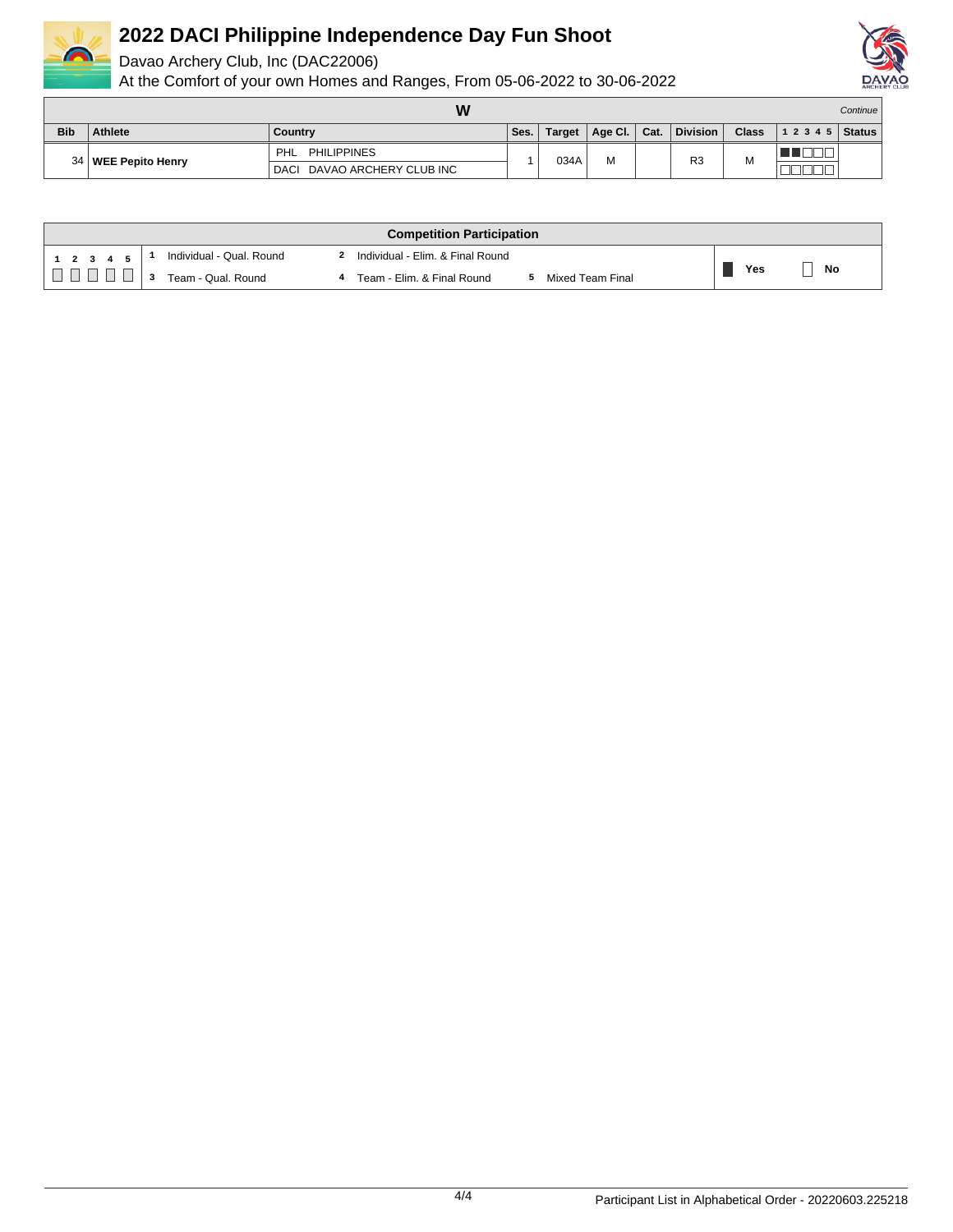# 2022 DACI Philippine Independence Day Fun Shoot

Davao Archery Club, Inc (DAC22006)

At the Comfort of your own Homes and Ranges, From 05-06-2022 to 30-06-2022

**W** *Continue*

| Bib | Athlete | Country | Ses. | Target | Age Cl. | Cat. | Division | Class | 1 2 3 4 5 | Status |
|---|---|---|---|---|---|---|---|---|---|---|
| 34 | **WEE Pepito Henry** | PHL PHILIPPINES<br>DACI DAVAO ARCHERY CLUB INC | 1 | 034A | M | | R3 | M | ■■□□□<br>□□□□□ | |

| **Competition Participation** | | | | | |
|---|---|---|---|---|---|
| 1 2 3 4 5 | 1 Individual - Qual. Round | 2 Individual - Elim. & Final Round | | ■ Yes | □ No |
| □ □ □ □ □ | 3 Team - Qual. Round | 4 Team - Elim. & Final Round | 5 Mixed Team Final | | |

Participant List in Alphabetical Order - 20220603.225218